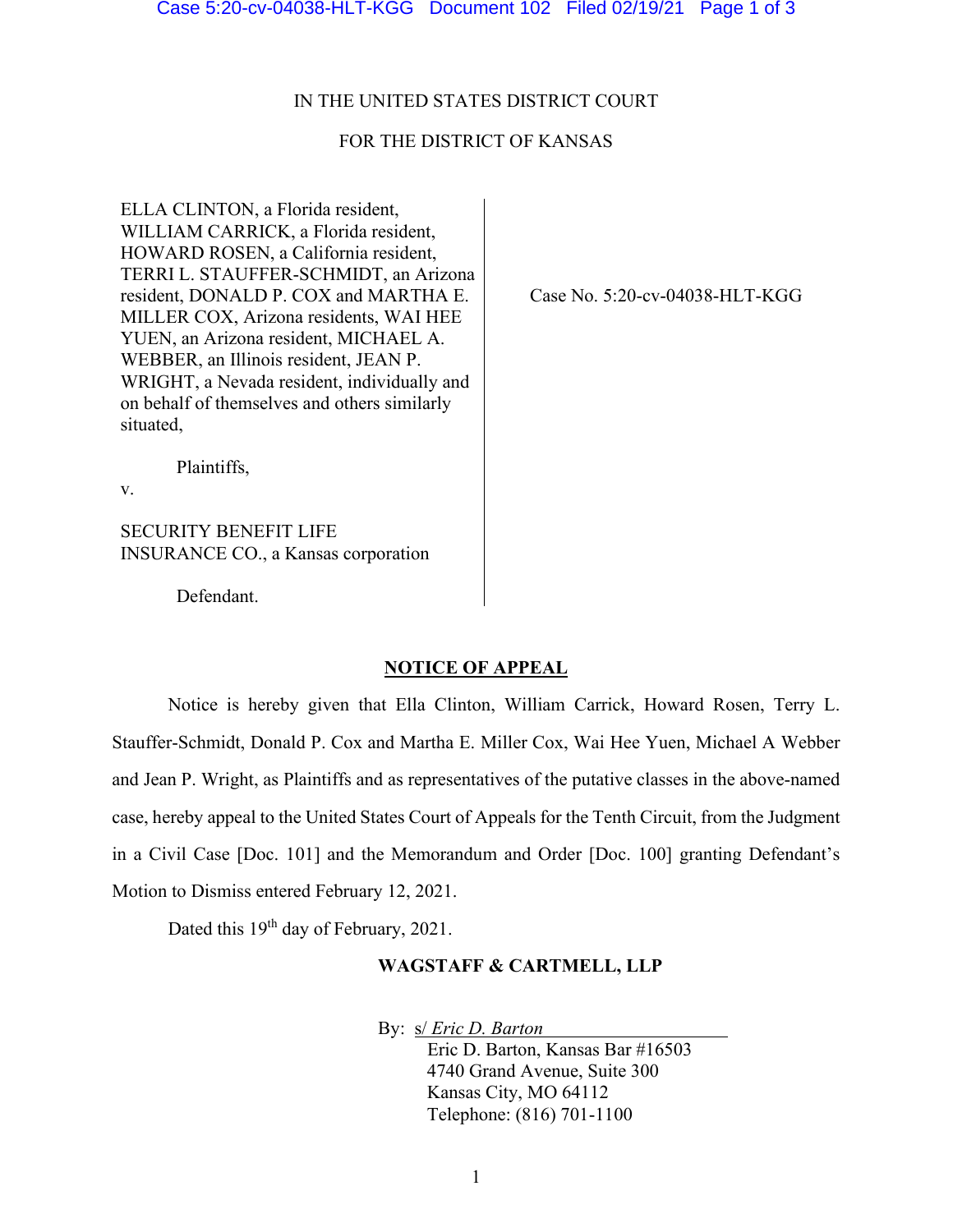IN THE UNITED STATES DISTRICT COURT

FOR THE DISTRICT OF KANSAS

ELLA CLINTON, a Florida resident, WILLIAM CARRICK, a Florida resident, HOWARD ROSEN, a California resident, TERRI L. STAUFFER-SCHMIDT, an Arizona resident, DONALD P. COX and MARTHA E. MILLER COX, Arizona residents, WAI HEE YUEN, an Arizona resident, MICHAEL A. WEBBER, an Illinois resident, JEAN P. WRIGHT, a Nevada resident, individually and on behalf of themselves and others similarly situated,

Plaintiffs,

v.

SECURITY BENEFIT LIFE INSURANCE CO., a Kansas corporation

Defendant.

Case No. 5:20-cv-04038-HLT-KGG

**NOTICE OF APPEAL**

Notice is hereby given that Ella Clinton, William Carrick, Howard Rosen, Terry L. Stauffer-Schmidt, Donald P. Cox and Martha E. Miller Cox, Wai Hee Yuen, Michael A Webber and Jean P. Wright, as Plaintiffs and as representatives of the putative classes in the above-named case, hereby appeal to the United States Court of Appeals for the Tenth Circuit, from the Judgment in a Civil Case [Doc. 101] and the Memorandum and Order [Doc. 100] granting Defendant's Motion to Dismiss entered February 12, 2021.

Dated this 19th day of February, 2021.

**WAGSTAFF & CARTMELL, LLP**

By: s/ *Eric D. Barton*
Eric D. Barton, Kansas Bar #16503
4740 Grand Avenue, Suite 300
Kansas City, MO 64112
Telephone: (816) 701-1100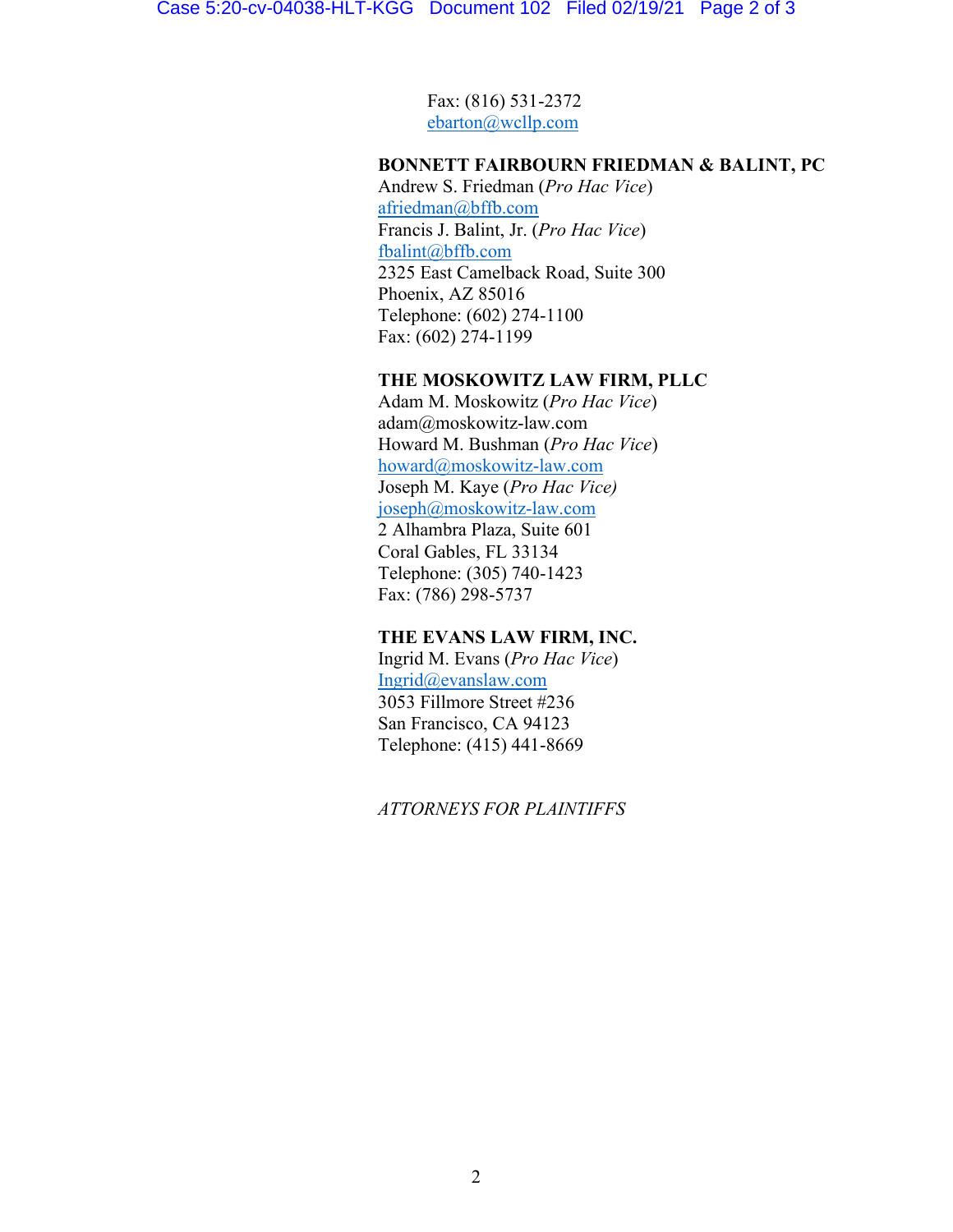Fax: (816) 531-2372
ebarton@wcllp.com

**BONNETT FAIRBOURN FRIEDMAN & BALINT, PC**
Andrew S. Friedman (*Pro Hac Vice*)
afriedman@bffb.com
Francis J. Balint, Jr. (*Pro Hac Vice*)
fbalint@bffb.com
2325 East Camelback Road, Suite 300
Phoenix, AZ 85016
Telephone: (602) 274-1100
Fax: (602) 274-1199

**THE MOSKOWITZ LAW FIRM, PLLC**
Adam M. Moskowitz (*Pro Hac Vice*)
adam@moskowitz-law.com
Howard M. Bushman (*Pro Hac Vice*)
howard@moskowitz-law.com
Joseph M. Kaye (*Pro Hac Vice)*
joseph@moskowitz-law.com
2 Alhambra Plaza, Suite 601
Coral Gables, FL 33134
Telephone: (305) 740-1423
Fax: (786) 298-5737

**THE EVANS LAW FIRM, INC.**
Ingrid M. Evans (*Pro Hac Vice*)
Ingrid@evanslaw.com
3053 Fillmore Street #236
San Francisco, CA 94123
Telephone: (415) 441-8669

*ATTORNEYS FOR PLAINTIFFS*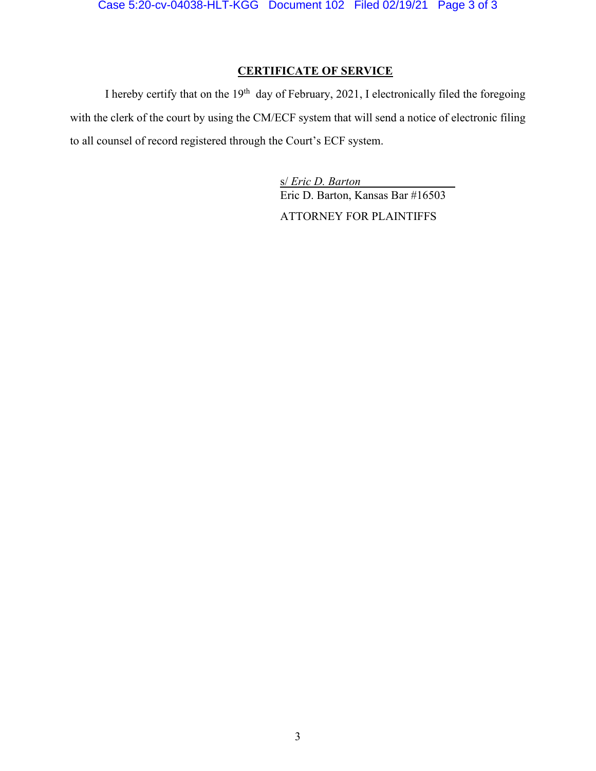## **CERTIFICATE OF SERVICE**

I hereby certify that on the 19th day of February, 2021, I electronically filed the foregoing with the clerk of the court by using the CM/ECF system that will send a notice of electronic filing to all counsel of record registered through the Court's ECF system.

s/ *Eric D. Barton*
Eric D. Barton, Kansas Bar #16503
ATTORNEY FOR PLAINTIFFS